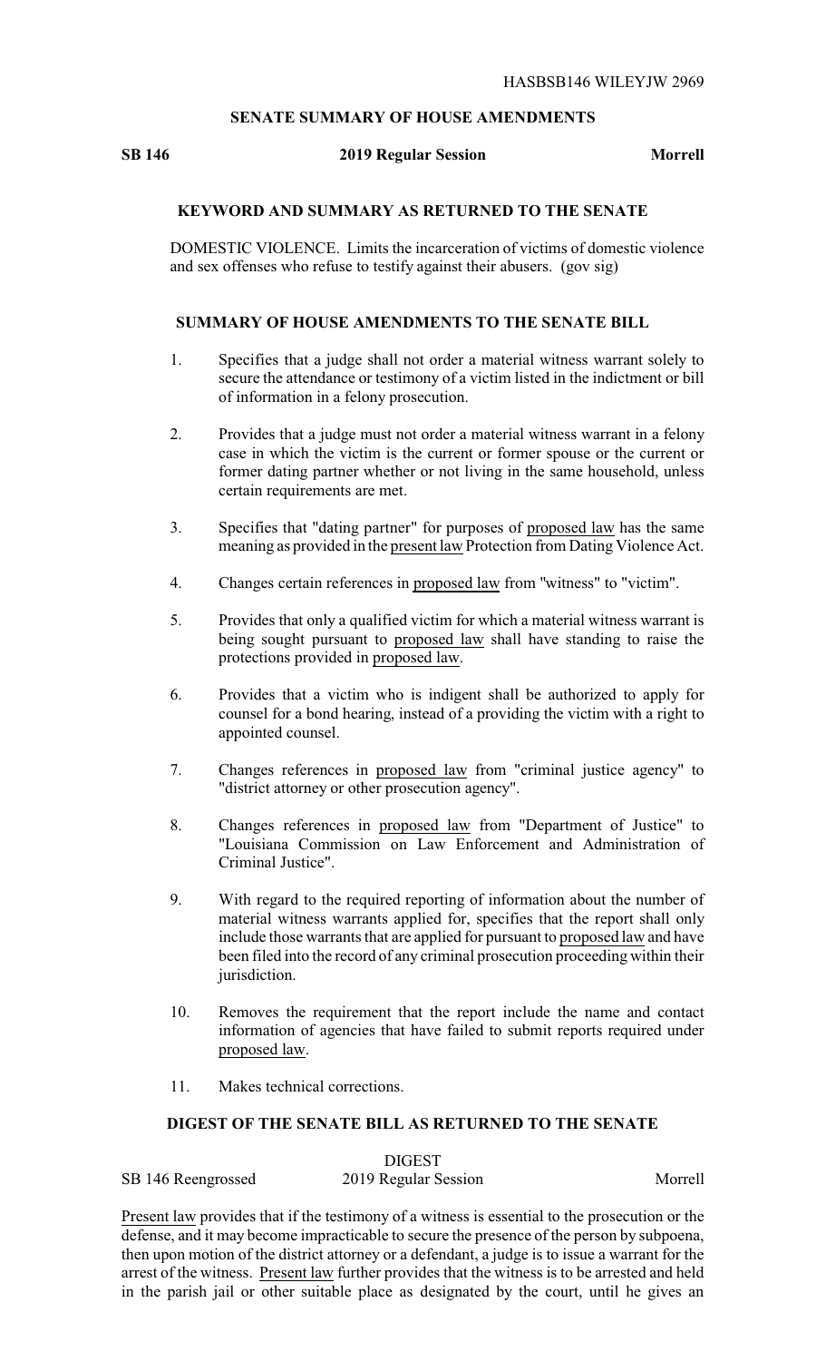HASBSB146 WILEYJW 2969

## SENATE SUMMARY OF HOUSE AMENDMENTS

**SB 146** **2019 Regular Session** **Morrell**

### KEYWORD AND SUMMARY AS RETURNED TO THE SENATE

DOMESTIC VIOLENCE. Limits the incarceration of victims of domestic violence and sex offenses who refuse to testify against their abusers. (gov sig)

### SUMMARY OF HOUSE AMENDMENTS TO THE SENATE BILL

1. Specifies that a judge shall not order a material witness warrant solely to secure the attendance or testimony of a victim listed in the indictment or bill of information in a felony prosecution.

2. Provides that a judge must not order a material witness warrant in a felony case in which the victim is the current or former spouse or the current or former dating partner whether or not living in the same household, unless certain requirements are met.

3. Specifies that "dating partner" for purposes of proposed law has the same meaning as provided in the present law Protection from Dating Violence Act.

4. Changes certain references in proposed law from "witness" to "victim".

5. Provides that only a qualified victim for which a material witness warrant is being sought pursuant to proposed law shall have standing to raise the protections provided in proposed law.

6. Provides that a victim who is indigent shall be authorized to apply for counsel for a bond hearing, instead of a providing the victim with a right to appointed counsel.

7. Changes references in proposed law from "criminal justice agency" to "district attorney or other prosecution agency".

8. Changes references in proposed law from "Department of Justice" to "Louisiana Commission on Law Enforcement and Administration of Criminal Justice".

9. With regard to the required reporting of information about the number of material witness warrants applied for, specifies that the report shall only include those warrants that are applied for pursuant to proposed law and have been filed into the record of any criminal prosecution proceeding within their jurisdiction.

10. Removes the requirement that the report include the name and contact information of agencies that have failed to submit reports required under proposed law.

11. Makes technical corrections.

### DIGEST OF THE SENATE BILL AS RETURNED TO THE SENATE

DIGEST

SB 146 Reengrossed 2019 Regular Session Morrell

Present law provides that if the testimony of a witness is essential to the prosecution or the defense, and it may become impracticable to secure the presence of the person by subpoena, then upon motion of the district attorney or a defendant, a judge is to issue a warrant for the arrest of the witness. Present law further provides that the witness is to be arrested and held in the parish jail or other suitable place as designated by the court, until he gives an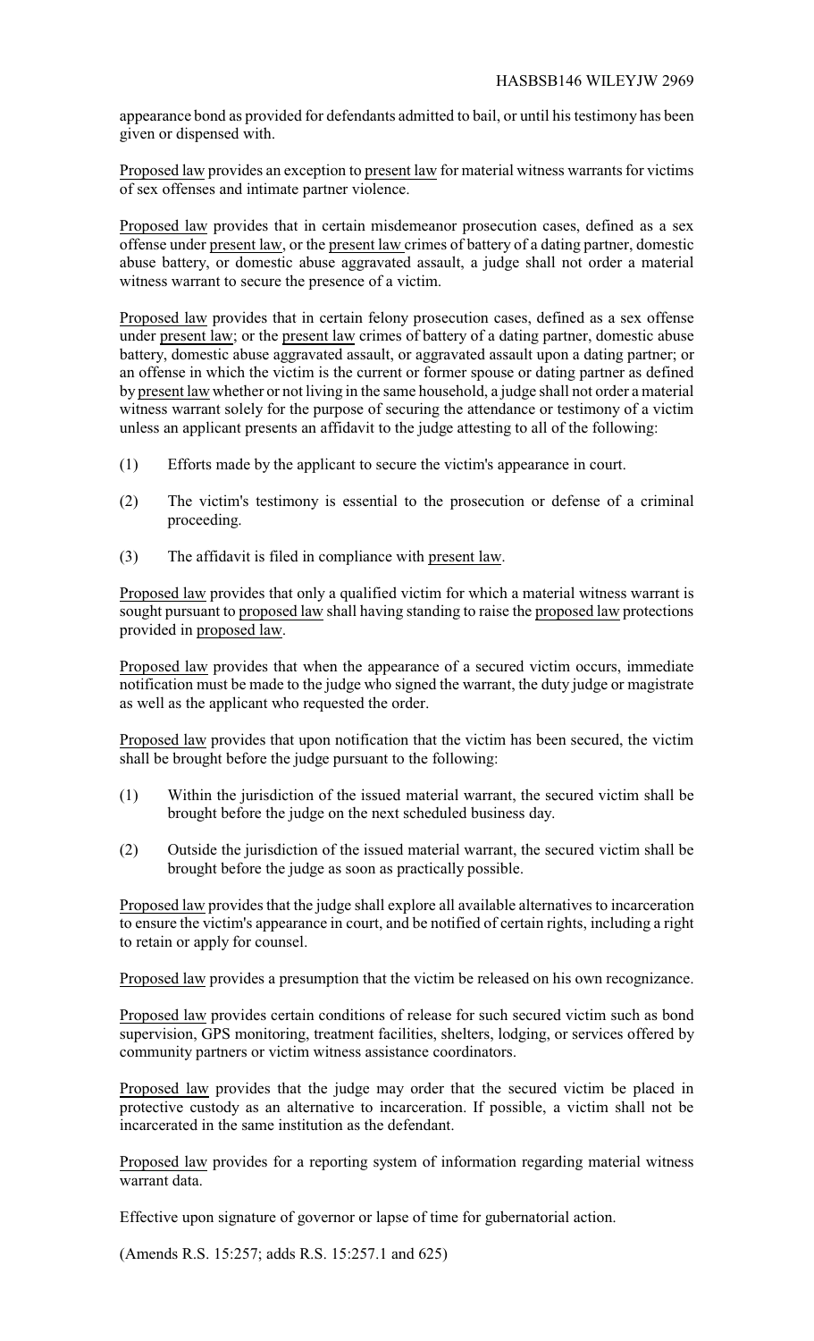appearance bond as provided for defendants admitted to bail, or until his testimony has been given or dispensed with.

Proposed law provides an exception to present law for material witness warrants for victims of sex offenses and intimate partner violence.

Proposed law provides that in certain misdemeanor prosecution cases, defined as a sex offense under present law, or the present law crimes of battery of a dating partner, domestic abuse battery, or domestic abuse aggravated assault, a judge shall not order a material witness warrant to secure the presence of a victim.

Proposed law provides that in certain felony prosecution cases, defined as a sex offense under present law; or the present law crimes of battery of a dating partner, domestic abuse battery, domestic abuse aggravated assault, or aggravated assault upon a dating partner; or an offense in which the victim is the current or former spouse or dating partner as defined by present law whether or not living in the same household, a judge shall not order a material witness warrant solely for the purpose of securing the attendance or testimony of a victim unless an applicant presents an affidavit to the judge attesting to all of the following:

(1) Efforts made by the applicant to secure the victim's appearance in court.

(2) The victim's testimony is essential to the prosecution or defense of a criminal proceeding.

(3) The affidavit is filed in compliance with present law.

Proposed law provides that only a qualified victim for which a material witness warrant is sought pursuant to proposed law shall having standing to raise the proposed law protections provided in proposed law.

Proposed law provides that when the appearance of a secured victim occurs, immediate notification must be made to the judge who signed the warrant, the duty judge or magistrate as well as the applicant who requested the order.

Proposed law provides that upon notification that the victim has been secured, the victim shall be brought before the judge pursuant to the following:

(1) Within the jurisdiction of the issued material warrant, the secured victim shall be brought before the judge on the next scheduled business day.

(2) Outside the jurisdiction of the issued material warrant, the secured victim shall be brought before the judge as soon as practically possible.

Proposed law provides that the judge shall explore all available alternatives to incarceration to ensure the victim's appearance in court, and be notified of certain rights, including a right to retain or apply for counsel.

Proposed law provides a presumption that the victim be released on his own recognizance.

Proposed law provides certain conditions of release for such secured victim such as bond supervision, GPS monitoring, treatment facilities, shelters, lodging, or services offered by community partners or victim witness assistance coordinators.

Proposed law provides that the judge may order that the secured victim be placed in protective custody as an alternative to incarceration. If possible, a victim shall not be incarcerated in the same institution as the defendant.

Proposed law provides for a reporting system of information regarding material witness warrant data.

Effective upon signature of governor or lapse of time for gubernatorial action.

(Amends R.S. 15:257; adds R.S. 15:257.1 and 625)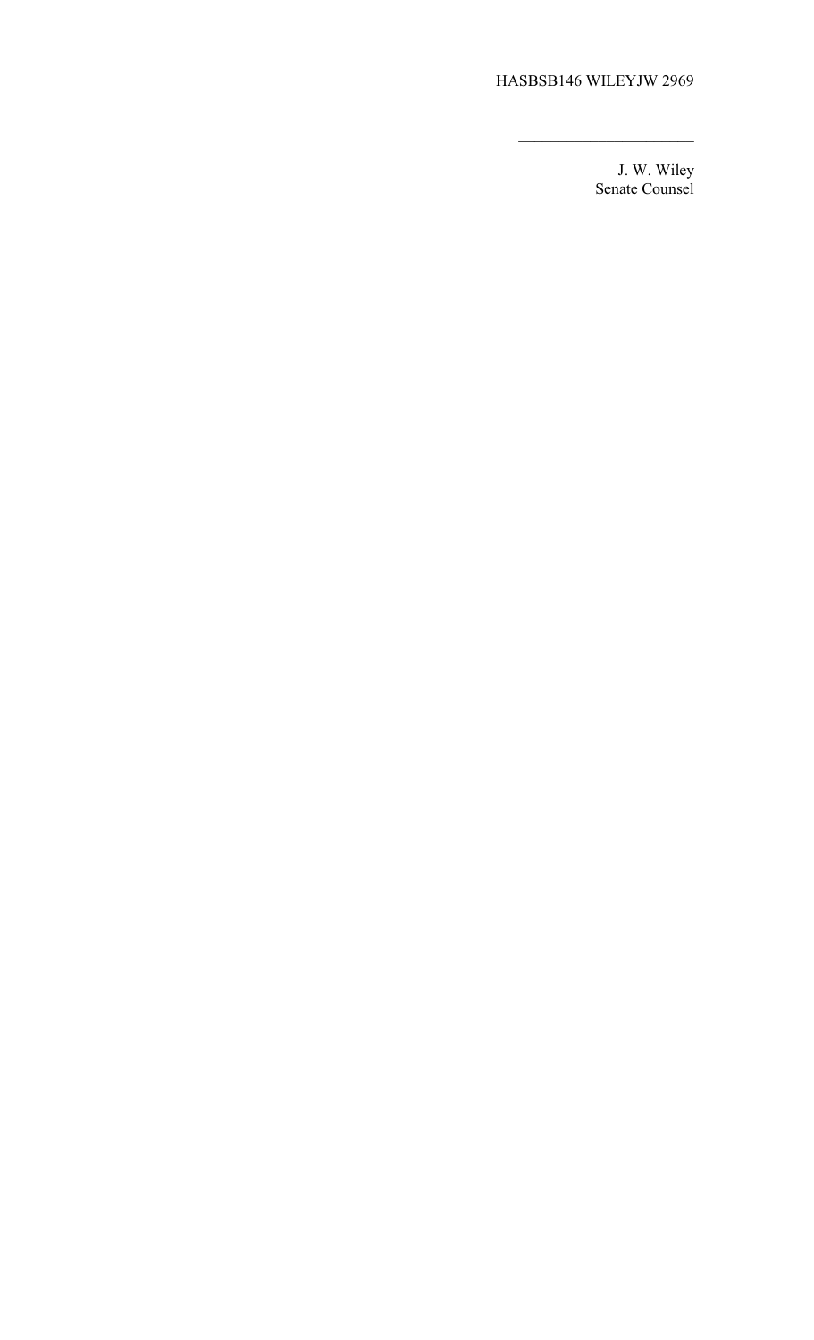HASBSB146 WILEYJW 2969

\_\_\_\_\_\_\_\_\_\_\_\_\_\_\_\_\_\_\_\_\_\_

J. W. Wiley
Senate Counsel